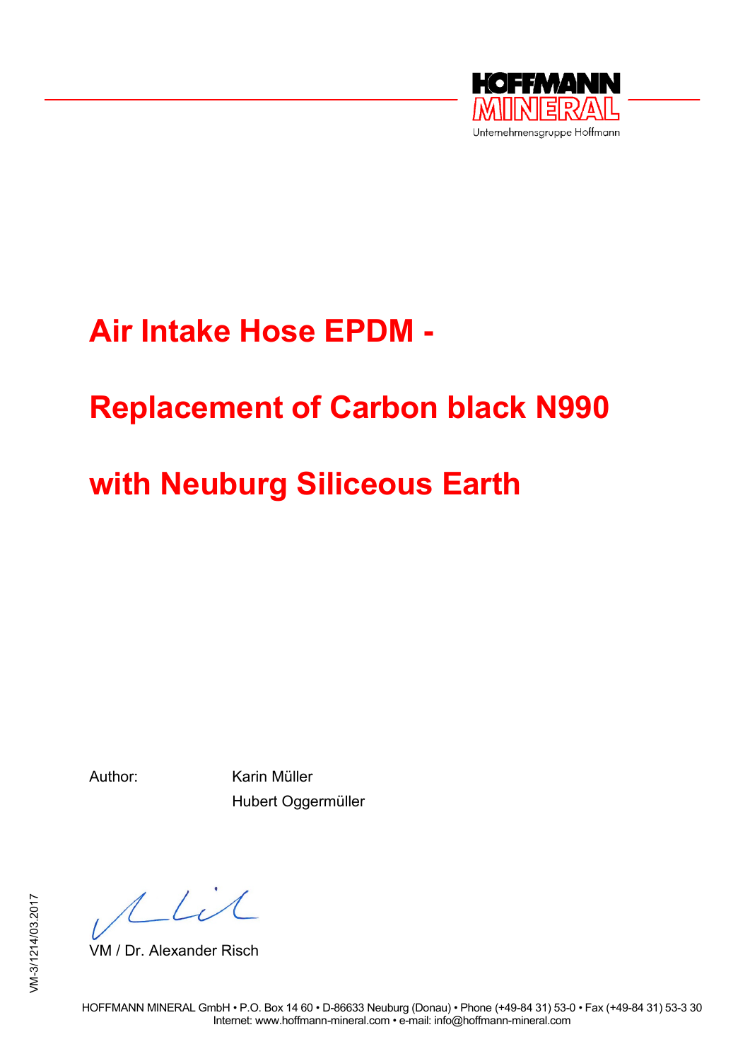HOFFMANN MINERAL

Unternehmensgruppe Hoffmann

# Air Intake Hose EPDM -

# Replacement of Carbon black N990

# with Neuburg Siliceous Earth

Author: Karin Müller
Hubert Oggermüller

VM / Dr. Alexander Risch

VM-3/1214/03.2017

HOFFMANN MINERAL GmbH • P.O. Box 14 60 • D-86633 Neuburg (Donau) • Phone (+49-84 31) 53-0 • Fax (+49-84 31) 53-3 30
Internet: www.hoffmann-mineral.com • e-mail: info@hoffmann-mineral.com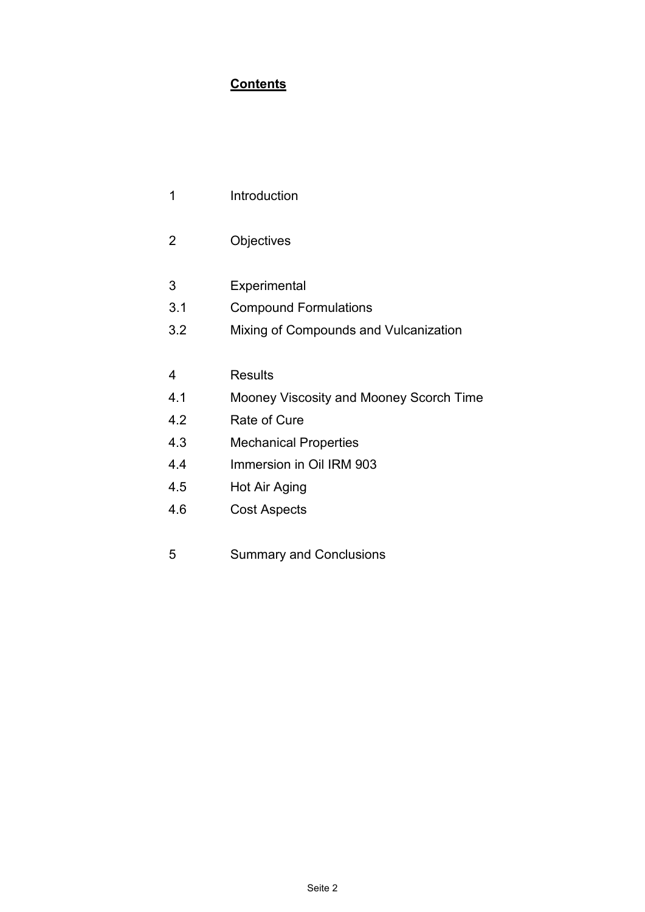## Contents

1 Introduction

2 Objectives

3 Experimental
3.1 Compound Formulations
3.2 Mixing of Compounds and Vulcanization

4 Results
4.1 Mooney Viscosity and Mooney Scorch Time
4.2 Rate of Cure
4.3 Mechanical Properties
4.4 Immersion in Oil IRM 903
4.5 Hot Air Aging
4.6 Cost Aspects

5 Summary and Conclusions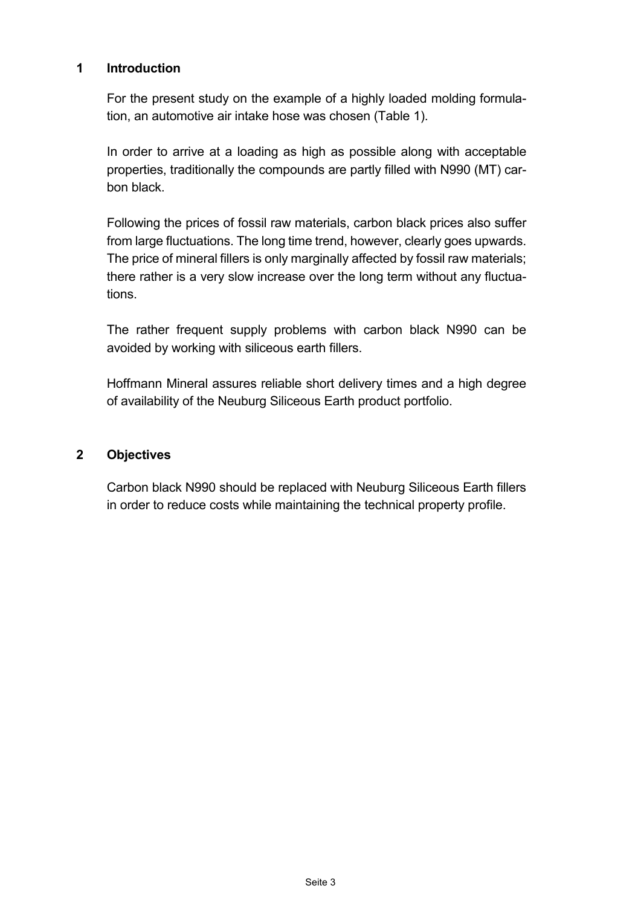## 1 Introduction

For the present study on the example of a highly loaded molding formulation, an automotive air intake hose was chosen (Table 1).

In order to arrive at a loading as high as possible along with acceptable properties, traditionally the compounds are partly filled with N990 (MT) carbon black.

Following the prices of fossil raw materials, carbon black prices also suffer from large fluctuations. The long time trend, however, clearly goes upwards. The price of mineral fillers is only marginally affected by fossil raw materials; there rather is a very slow increase over the long term without any fluctuations.

The rather frequent supply problems with carbon black N990 can be avoided by working with siliceous earth fillers.

Hoffmann Mineral assures reliable short delivery times and a high degree of availability of the Neuburg Siliceous Earth product portfolio.

## 2 Objectives

Carbon black N990 should be replaced with Neuburg Siliceous Earth fillers in order to reduce costs while maintaining the technical property profile.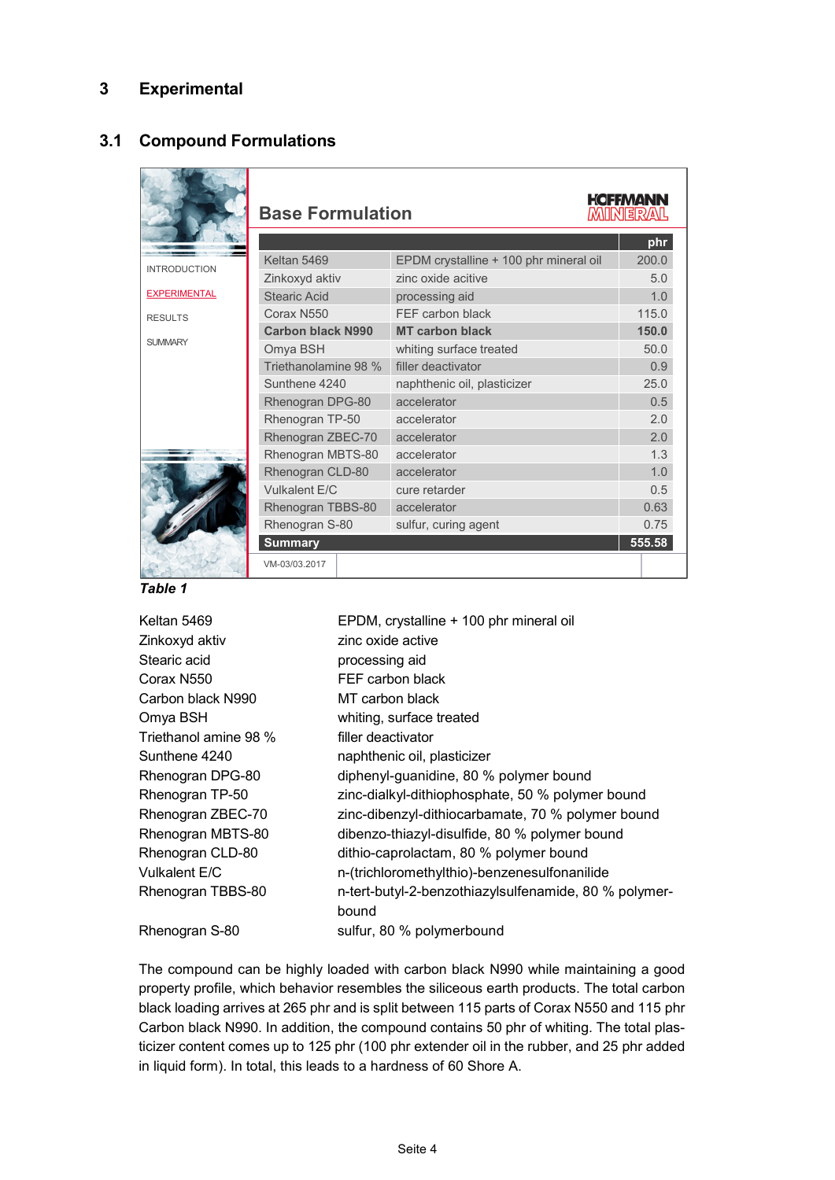# 3 Experimental

## 3.1 Compound Formulations

**Base Formulation**

| | | phr |
|---|---|---|
| Keltan 5469 | EPDM crystalline + 100 phr mineral oil | 200.0 |
| Zinkoxyd aktiv | zinc oxide acitive | 5.0 |
| Stearic Acid | processing aid | 1.0 |
| Corax N550 | FEF carbon black | 115.0 |
| **Carbon black N990** | **MT carbon black** | **150.0** |
| Omya BSH | whiting surface treated | 50.0 |
| Triethanolamine 98 % | filler deactivator | 0.9 |
| Sunthene 4240 | naphthenic oil, plasticizer | 25.0 |
| Rhenogran DPG-80 | accelerator | 0.5 |
| Rhenogran TP-50 | accelerator | 2.0 |
| Rhenogran ZBEC-70 | accelerator | 2.0 |
| Rhenogran MBTS-80 | accelerator | 1.3 |
| Rhenogran CLD-80 | accelerator | 1.0 |
| Vulkalent E/C | cure retarder | 0.5 |
| Rhenogran TBBS-80 | accelerator | 0.63 |
| Rhenogran S-80 | sulfur, curing agent | 0.75 |
| **Summary** | | **555.58** |

VM-03/03.2017

***Table 1***

| | |
|---|---|
| Keltan 5469 | EPDM, crystalline + 100 phr mineral oil |
| Zinkoxyd aktiv | zinc oxide active |
| Stearic acid | processing aid |
| Corax N550 | FEF carbon black |
| Carbon black N990 | MT carbon black |
| Omya BSH | whiting, surface treated |
| Triethanol amine 98 % | filler deactivator |
| Sunthene 4240 | naphthenic oil, plasticizer |
| Rhenogran DPG-80 | diphenyl-guanidine, 80 % polymer bound |
| Rhenogran TP-50 | zinc-dialkyl-dithiophosphate, 50 % polymer bound |
| Rhenogran ZBEC-70 | zinc-dibenzyl-dithiocarbamate, 70 % polymer bound |
| Rhenogran MBTS-80 | dibenzo-thiazyl-disulfide, 80 % polymer bound |
| Rhenogran CLD-80 | dithio-caprolactam, 80 % polymer bound |
| Vulkalent E/C | n-(trichloromethylthio)-benzenesulfonanilide |
| Rhenogran TBBS-80 | n-tert-butyl-2-benzothiazylsulfenamide, 80 % polymer-bound |
| Rhenogran S-80 | sulfur, 80 % polymerbound |

The compound can be highly loaded with carbon black N990 while maintaining a good property profile, which behavior resembles the siliceous earth products. The total carbon black loading arrives at 265 phr and is split between 115 parts of Corax N550 and 115 phr Carbon black N990. In addition, the compound contains 50 phr of whiting. The total plasticizer content comes up to 125 phr (100 phr extender oil in the rubber, and 25 phr added in liquid form). In total, this leads to a hardness of 60 Shore A.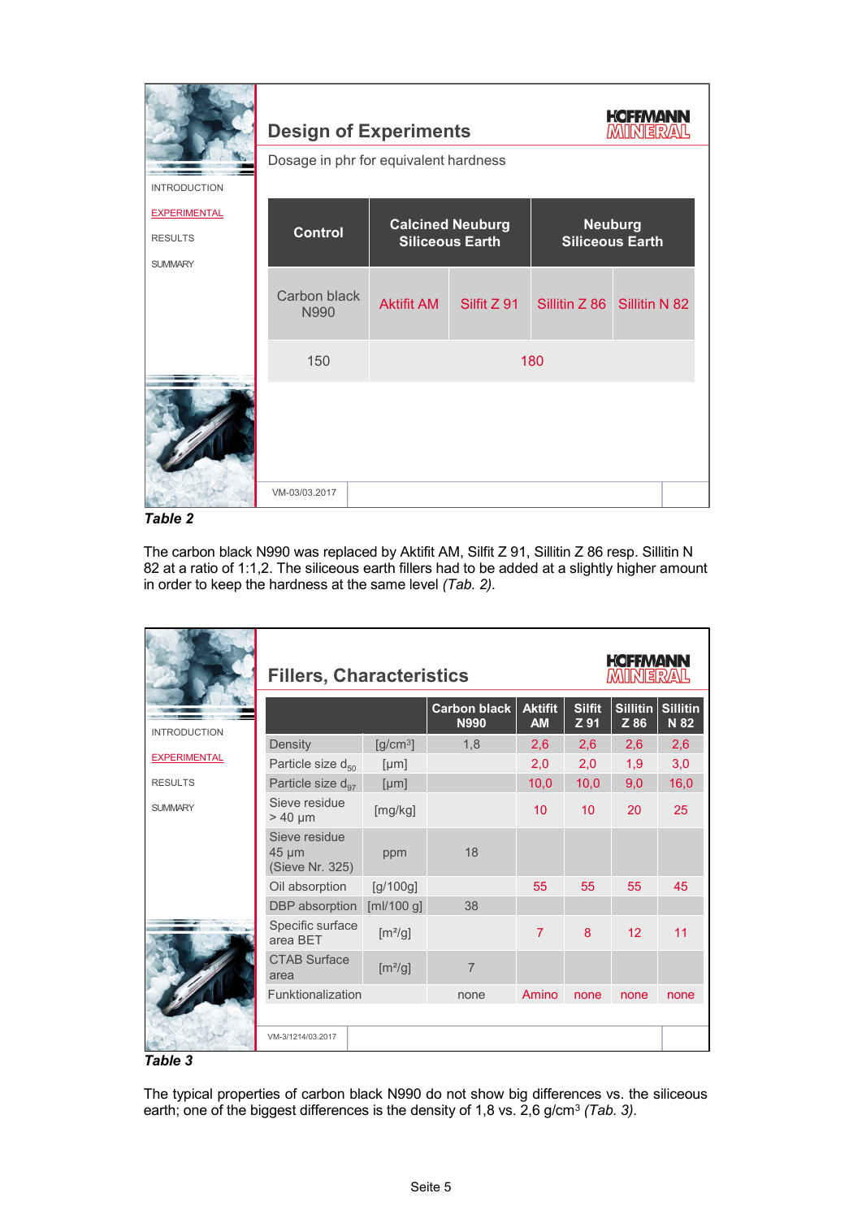## Design of Experiments

Dosage in phr for equivalent hardness

| Control | Calcined Neuburg Siliceous Earth | | Neuburg Siliceous Earth | |
|---|---|---|---|---|
| Carbon black N990 | Aktifit AM | Silfit Z 91 | Sillitin Z 86 | Sillitin N 82 |
| 150 | 180 | | | |

VM-03/03.2017

*Table 2*

The carbon black N990 was replaced by Aktifit AM, Silfit Z 91, Sillitin Z 86 resp. Sillitin N 82 at a ratio of 1:1,2. The siliceous earth fillers had to be added at a slightly higher amount in order to keep the hardness at the same level *(Tab. 2)*.

## Fillers, Characteristics

| | | Carbon black N990 | Aktifit AM | Silfit Z 91 | Sillitin Z 86 | Sillitin N 82 |
|---|---|---|---|---|---|---|
| Density | [g/cm³] | 1,8 | 2,6 | 2,6 | 2,6 | 2,6 |
| Particle size $d_{50}$ | [µm] | | 2,0 | 2,0 | 1,9 | 3,0 |
| Particle size $d_{97}$ | [µm] | | 10,0 | 10,0 | 9,0 | 16,0 |
| Sieve residue > 40 µm | [mg/kg] | | 10 | 10 | 20 | 25 |
| Sieve residue 45 µm (Sieve Nr. 325) | ppm | 18 | | | | |
| Oil absorption | [g/100g] | | 55 | 55 | 55 | 45 |
| DBP absorption | [ml/100 g] | 38 | | | | |
| Specific surface area BET | [m²/g] | | 7 | 8 | 12 | 11 |
| CTAB Surface area | [m²/g] | 7 | | | | |
| Funktionalization | | none | Amino | none | none | none |

VM-3/1214/03.2017

*Table 3*

The typical properties of carbon black N990 do not show big differences vs. the siliceous earth; one of the biggest differences is the density of 1,8 vs. 2,6 g/cm³ *(Tab. 3)*.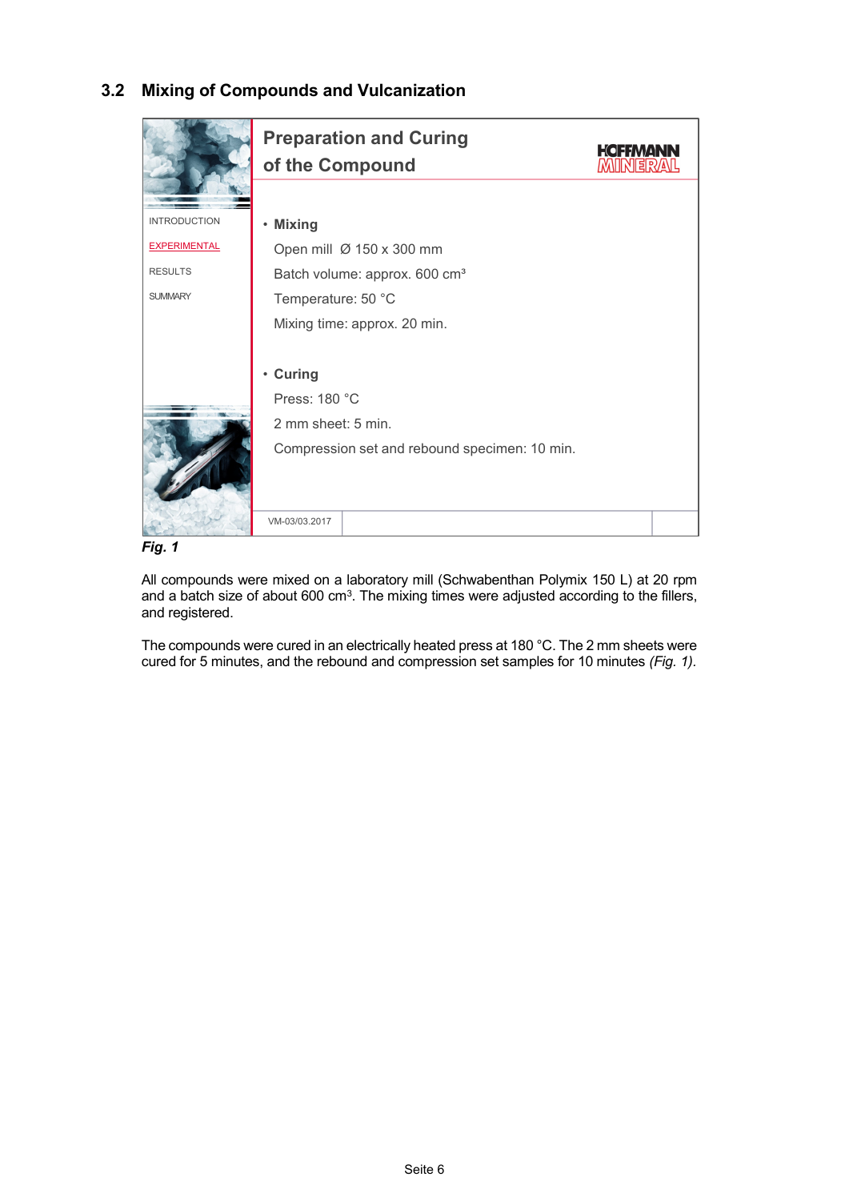## 3.2 Mixing of Compounds and Vulcanization

**Preparation and Curing of the Compound**

HOFFMANN MINERAL

INTRODUCTION

EXPERIMENTAL

RESULTS

SUMMARY

- **Mixing**

  Open mill Ø 150 x 300 mm

  Batch volume: approx. 600 cm³

  Temperature: 50 °C

  Mixing time: approx. 20 min.

- **Curing**

  Press: 180 °C

  2 mm sheet: 5 min.

  Compression set and rebound specimen: 10 min.

VM-03/03.2017

***Fig. 1***

All compounds were mixed on a laboratory mill (Schwabenthan Polymix 150 L) at 20 rpm and a batch size of about 600 cm$^3$. The mixing times were adjusted according to the fillers, and registered.

The compounds were cured in an electrically heated press at 180 °C. The 2 mm sheets were cured for 5 minutes, and the rebound and compression set samples for 10 minutes *(Fig. 1)*.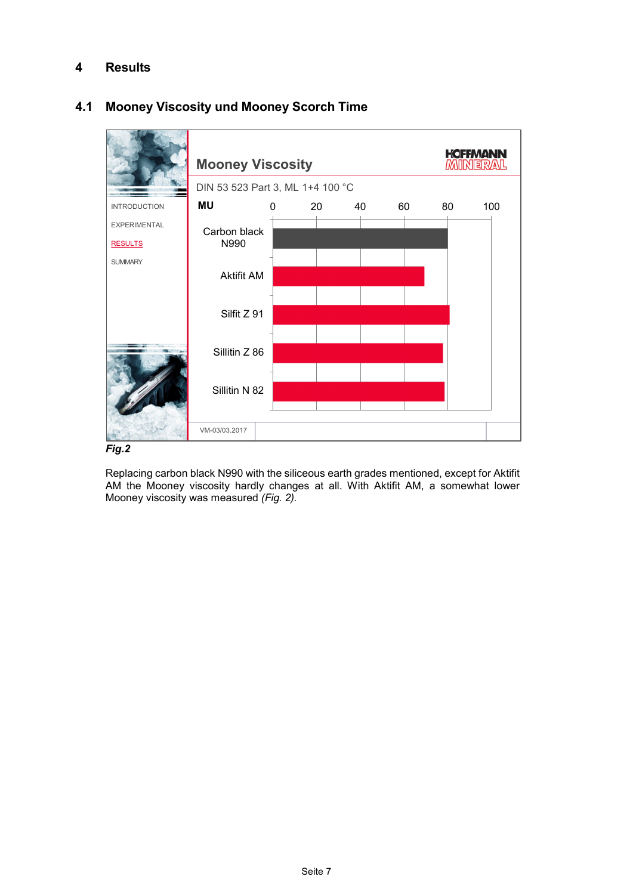# 4 Results

## 4.1 Mooney Viscosity und Mooney Scorch Time

*Fig.2*

Replacing carbon black N990 with the siliceous earth grades mentioned, except for Aktifit AM the Mooney viscosity hardly changes at all. With Aktifit AM, a somewhat lower Mooney viscosity was measured *(Fig. 2).*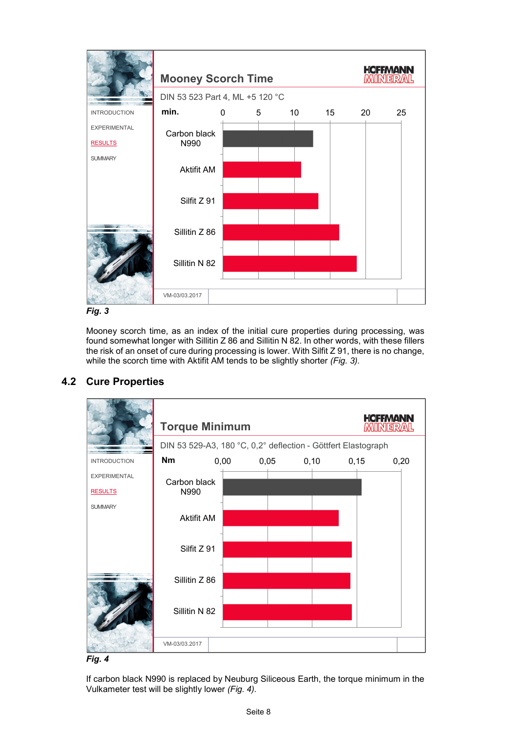**Mooney Scorch Time**

DIN 53 523 Part 4, ML +5 120 °C

| min. | |
|---|---|
| Carbon black N990 | ~12.6 |
| Aktifit AM | ~11 |
| Silfit Z 91 | ~13.4 |
| Sillitin Z 86 | ~16.3 |
| Sillitin N 82 | ~18.8 |

VM-03/03.2017

*Fig. 3*

Mooney scorch time, as an index of the initial cure properties during processing, was found somewhat longer with Sillitin Z 86 and Sillitin N 82. In other words, with these fillers the risk of an onset of cure during processing is lower. With Silfit Z 91, there is no change, while the scorch time with Aktifit AM tends to be slightly shorter *(Fig. 3).*

## 4.2 Cure Properties

**Torque Minimum**

DIN 53 529-A3, 180 °C, 0,2° deflection - Göttfert Elastograph

| Nm | |
|---|---|
| Carbon black N990 | ~0,155 |
| Aktifit AM | ~0,13 |
| Silfit Z 91 | ~0,145 |
| Sillitin Z 86 | ~0,143 |
| Sillitin N 82 | ~0,145 |

VM-03/03.2017

*Fig. 4*

If carbon black N990 is replaced by Neuburg Siliceous Earth, the torque minimum in the Vulkameter test will be slightly lower *(Fig. 4).*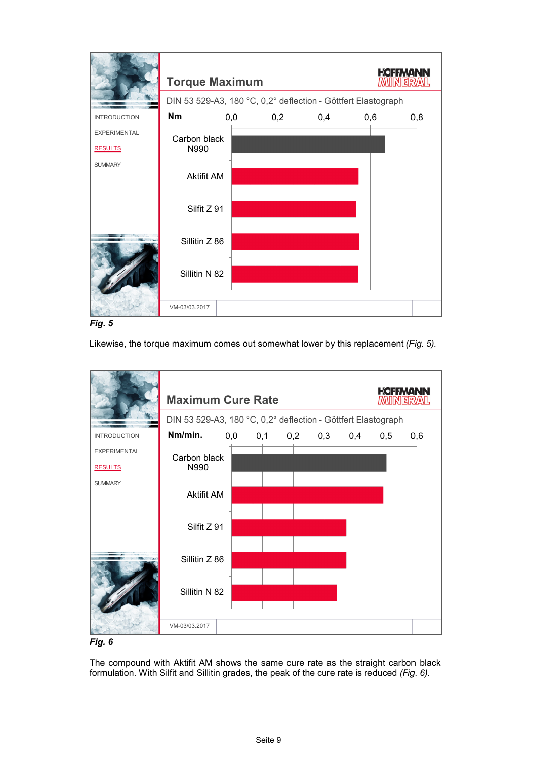**Torque Maximum**

DIN 53 529-A3, 180 °C, 0,2° deflection - Göttfert Elastograph

| Nm | 0,0 – 0,8 |
|---|---|
| Carbon black N990 | |
| Aktifit AM | |
| Silfit Z 91 | |
| Sillitin Z 86 | |
| Sillitin N 82 | |

VM-03/03.2017

*Fig. 5*

Likewise, the torque maximum comes out somewhat lower by this replacement *(Fig. 5).*

**Maximum Cure Rate**

DIN 53 529-A3, 180 °C, 0,2° deflection - Göttfert Elastograph

| Nm/min. | 0,0 – 0,6 |
|---|---|
| Carbon black N990 | |
| Aktifit AM | |
| Silfit Z 91 | |
| Sillitin Z 86 | |
| Sillitin N 82 | |

VM-03/03.2017

*Fig. 6*

The compound with Aktifit AM shows the same cure rate as the straight carbon black formulation. With Silfit and Sillitin grades, the peak of the cure rate is reduced *(Fig. 6).*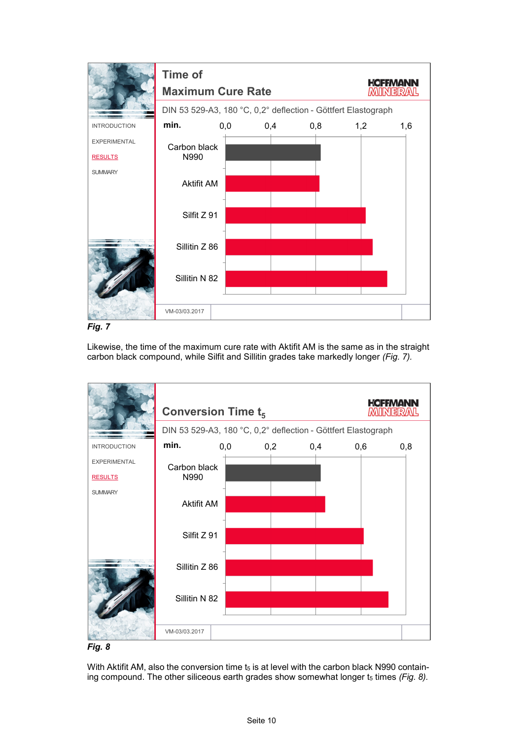**Time of Maximum Cure Rate**

DIN 53 529-A3, 180 °C, 0,2° deflection - Göttfert Elastograph

| min. | 0,0 – 1,6 |
|---|---|
| Carbon black N990 | ~0,85 |
| Aktifit AM | ~0,84 |
| Silfit Z 91 | ~1,25 |
| Sillitin Z 86 | ~1,31 |
| Sillitin N 82 | ~1,44 |

VM-03/03.2017

*Fig. 7*

Likewise, the time of the maximum cure rate with Aktifit AM is the same as in the straight carbon black compound, while Silfit and Sillitin grades take markedly longer *(Fig. 7)*.

**Conversion Time $t_5$**

DIN 53 529-A3, 180 °C, 0,2° deflection - Göttfert Elastograph

| min. | 0,0 – 0,8 |
|---|---|
| Carbon black N990 | ~0,42 |
| Aktifit AM | ~0,44 |
| Silfit Z 91 | ~0,61 |
| Sillitin Z 86 | ~0,65 |
| Sillitin N 82 | ~0,72 |

VM-03/03.2017

*Fig. 8*

With Aktifit AM, also the conversion time $t_5$ is at level with the carbon black N990 containing compound. The other siliceous earth grades show somewhat longer $t_5$ times *(Fig. 8)*.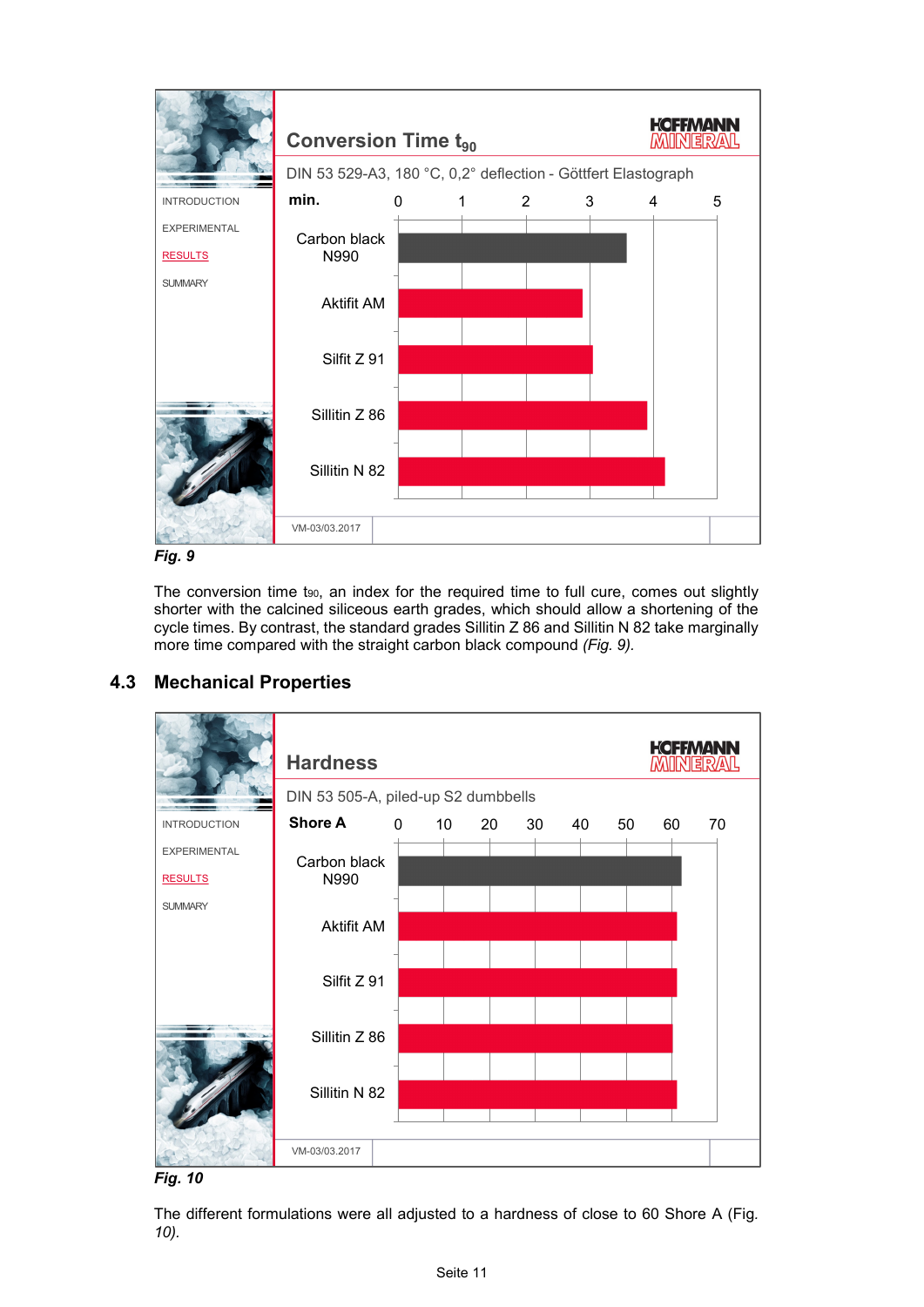**Conversion Time $t_{90}$**

DIN 53 529-A3, 180 °C, 0,2° deflection - Göttfert Elastograph

*Fig. 9*

The conversion time $t_{90}$, an index for the required time to full cure, comes out slightly shorter with the calcined siliceous earth grades, which should allow a shortening of the cycle times. By contrast, the standard grades Sillitin Z 86 and Sillitin N 82 take marginally more time compared with the straight carbon black compound *(Fig. 9)*.

## 4.3 Mechanical Properties

**Hardness**

DIN 53 505-A, piled-up S2 dumbbells

*Fig. 10*

The different formulations were all adjusted to a hardness of close to 60 Shore A (Fig. *10)*.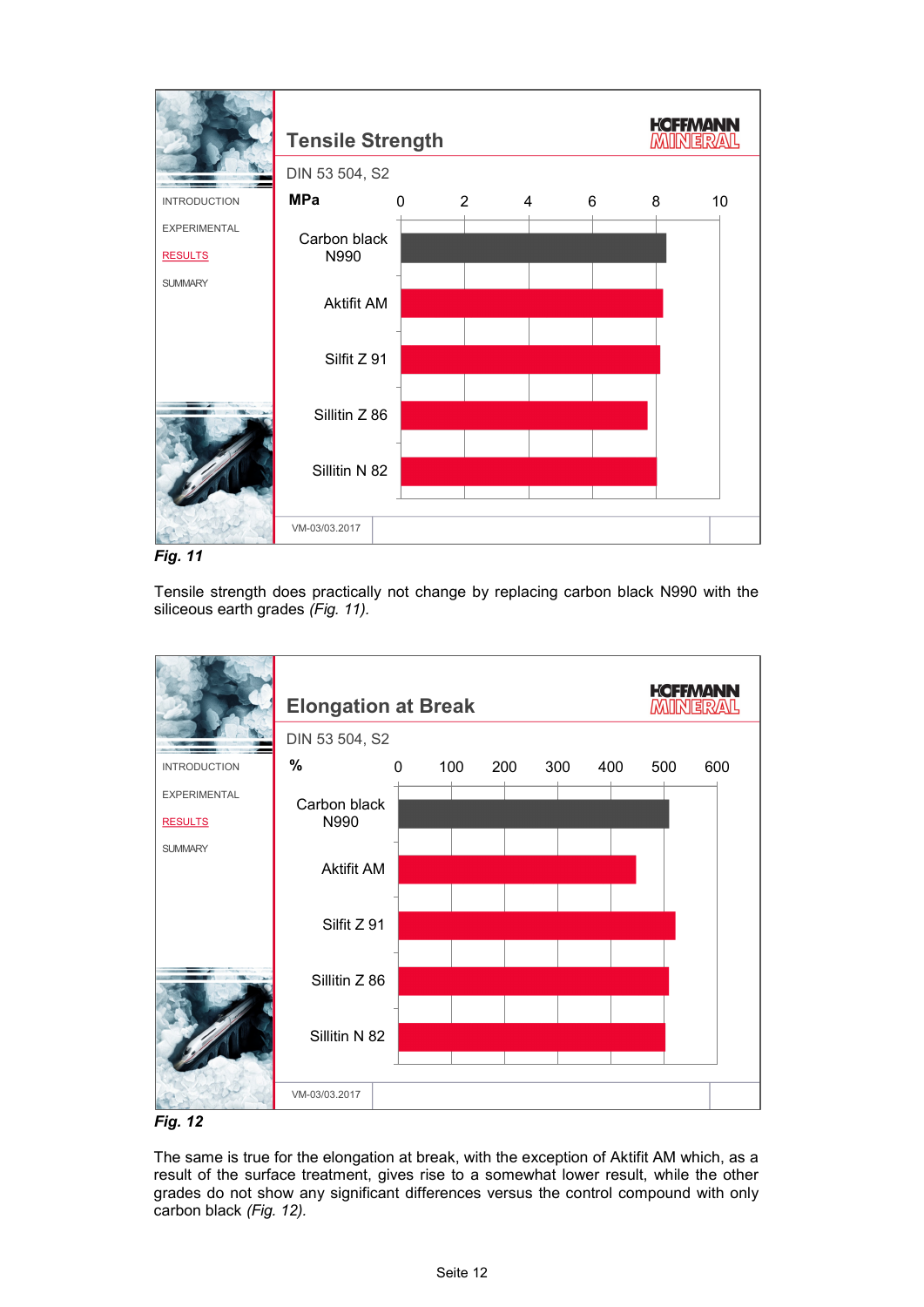**Tensile Strength**

DIN 53 504, S2

| MPa | Value (approx.) |
|---|---|
| Carbon black N990 | 8.3 |
| Aktifit AM | 8.2 |
| Sillfit Z 91 | 8.1 |
| Sillitin Z 86 | 7.7 |
| Sillitin N 82 | 8.0 |

VM-03/03.2017

*Fig. 11*

Tensile strength does practically not change by replacing carbon black N990 with the siliceous earth grades *(Fig. 11).*

**Elongation at Break**

DIN 53 504, S2

| % | Value (approx.) |
|---|---|
| Carbon black N990 | 510 |
| Aktifit AM | 450 |
| Sillfit Z 91 | 520 |
| Sillitin Z 86 | 510 |
| Sillitin N 82 | 500 |

VM-03/03.2017

*Fig. 12*

The same is true for the elongation at break, with the exception of Aktifit AM which, as a result of the surface treatment, gives rise to a somewhat lower result, while the other grades do not show any significant differences versus the control compound with only carbon black *(Fig. 12).*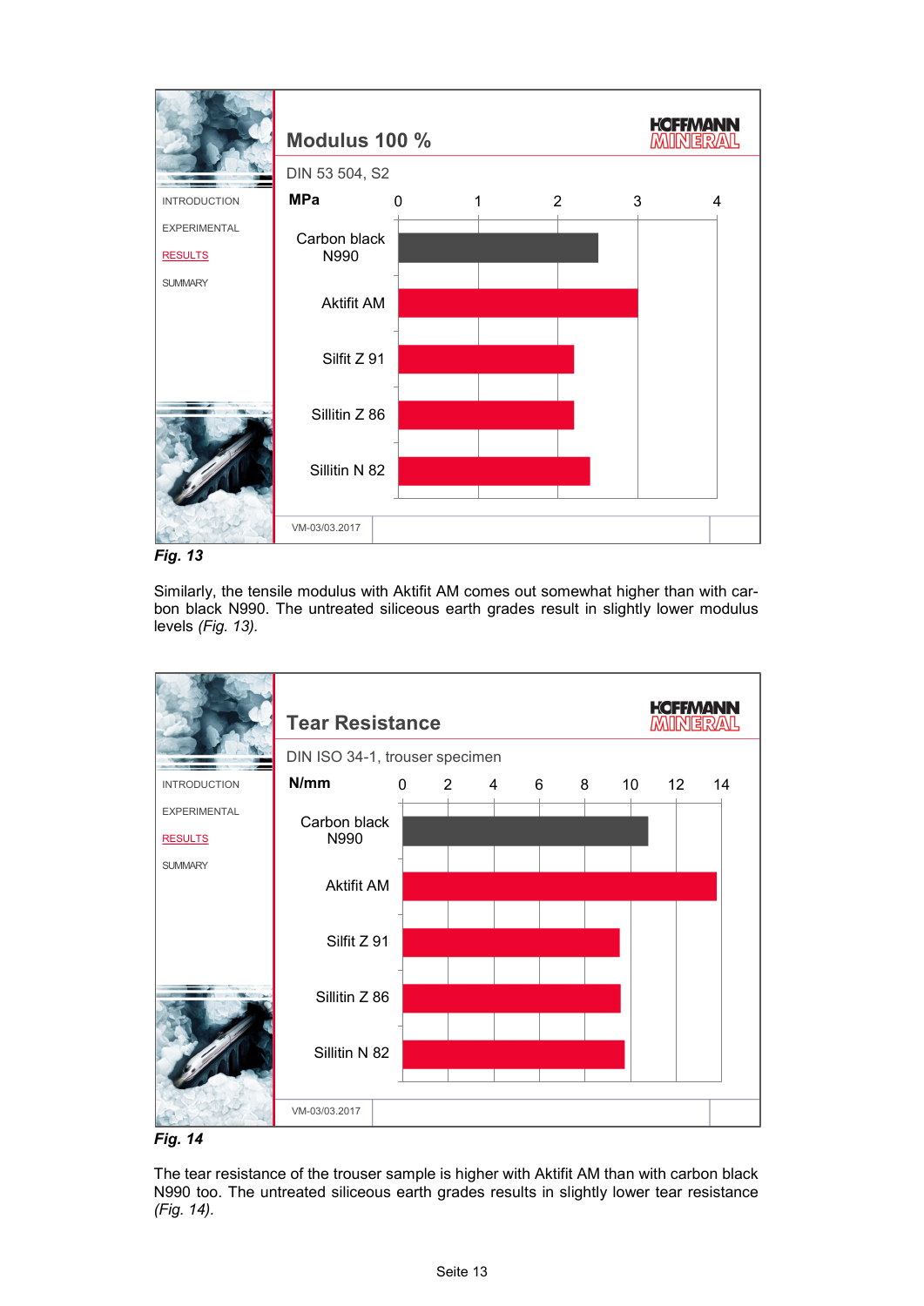**Modulus 100 %**

DIN 53 504, S2

| MPa | |
|---|---|
| Carbon black N990 | ~2.5 |
| Aktifit AM | ~3.0 |
| Silfit Z 91 | ~2.2 |
| Sillitin Z 86 | ~2.2 |
| Sillitin N 82 | ~2.4 |

VM-03/03.2017

*Fig. 13*

Similarly, the tensile modulus with Aktifit AM comes out somewhat higher than with carbon black N990. The untreated siliceous earth grades result in slightly lower modulus levels *(Fig. 13).*

**Tear Resistance**

DIN ISO 34-1, trouser specimen

| N/mm | |
|---|---|
| Carbon black N990 | ~10.8 |
| Aktifit AM | ~13.8 |
| Silfit Z 91 | ~9.5 |
| Sillitin Z 86 | ~9.6 |
| Sillitin N 82 | ~9.8 |

VM-03/03.2017

*Fig. 14*

The tear resistance of the trouser sample is higher with Aktifit AM than with carbon black N990 too. The untreated siliceous earth grades results in slightly lower tear resistance *(Fig. 14).*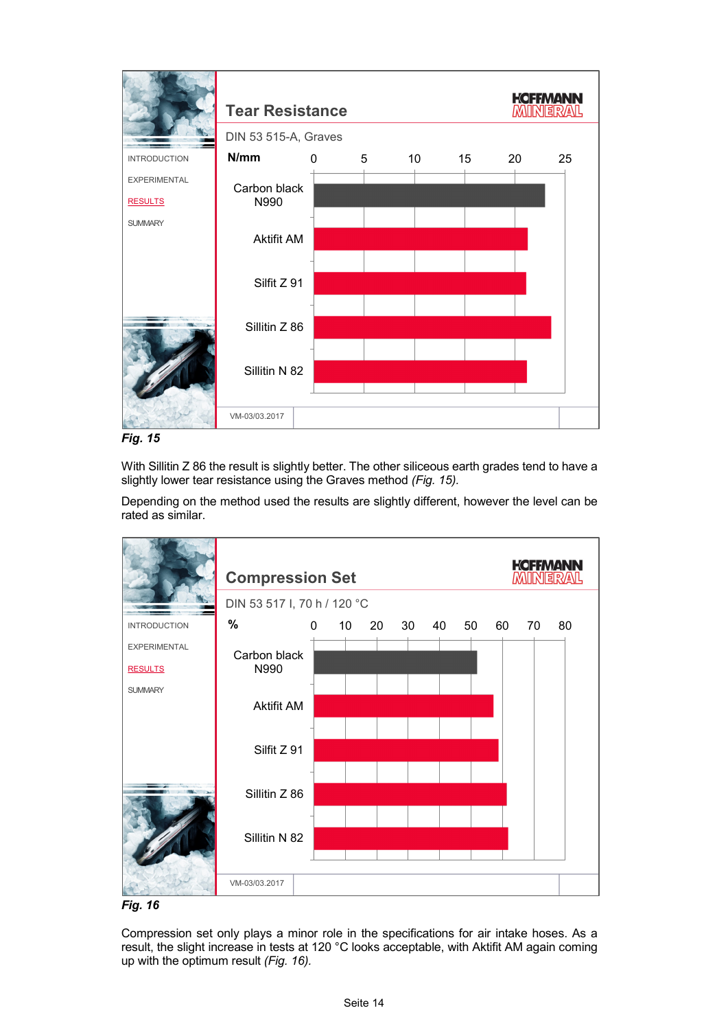## Tear Resistance

DIN 53 515-A, Graves

| N/mm | Value (approx.) |
|---|---|
| Carbon black N990 | ~23 |
| Aktifit AM | ~21.3 |
| Silfit Z 91 | ~21.2 |
| Sillitin Z 86 | ~23.6 |
| Sillitin N 82 | ~21.2 |

VM-03/03.2017

*Fig. 15*

With Sillitin Z 86 the result is slightly better. The other siliceous earth grades tend to have a slightly lower tear resistance using the Graves method *(Fig. 15).*

Depending on the method used the results are slightly different, however the level can be rated as similar.

## Compression Set

DIN 53 517 I, 70 h / 120 °C

| % | Value (approx.) |
|---|---|
| Carbon black N990 | ~52 |
| Aktifit AM | ~57 |
| Silfit Z 91 | ~59 |
| Sillitin Z 86 | ~61 |
| Sillitin N 82 | ~62 |

VM-03/03.2017

*Fig. 16*

Compression set only plays a minor role in the specifications for air intake hoses. As a result, the slight increase in tests at 120 °C looks acceptable, with Aktifit AM again coming up with the optimum result *(Fig. 16).*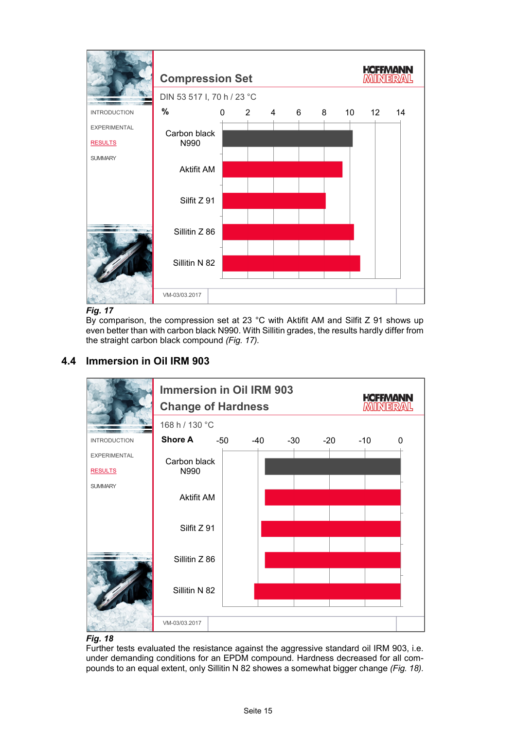**Compression Set**

DIN 53 517 I, 70 h / 23 °C

| Filler | % |
|---|---|
| Carbon black N990 | ~10.2 |
| Aktifit AM | ~9.4 |
| Silfit Z 91 | ~8.1 |
| Sillitin Z 86 | ~10.3 |
| Sillitin N 82 | ~10.8 |

VM-03/03.2017

***Fig. 17***

By comparison, the compression set at 23 °C with Aktifit AM and Silfit Z 91 shows up even better than with carbon black N990. With Sillitin grades, the results hardly differ from the straight carbon black compound *(Fig. 17).*

## 4.4 Immersion in Oil IRM 903

**Immersion in Oil IRM 903 – Change of Hardness**

168 h / 130 °C

| Filler | Shore A |
|---|---|
| Carbon black N990 | ~-38 |
| Aktifit AM | ~-38 |
| Silfit Z 91 | ~-39 |
| Sillitin Z 86 | ~-38 |
| Sillitin N 82 | ~-41 |

VM-03/03.2017

***Fig. 18***

Further tests evaluated the resistance against the aggressive standard oil IRM 903, i.e. under demanding conditions for an EPDM compound. Hardness decreased for all compounds to an equal extent, only Sillitin N 82 showes a somewhat bigger change *(Fig. 18).*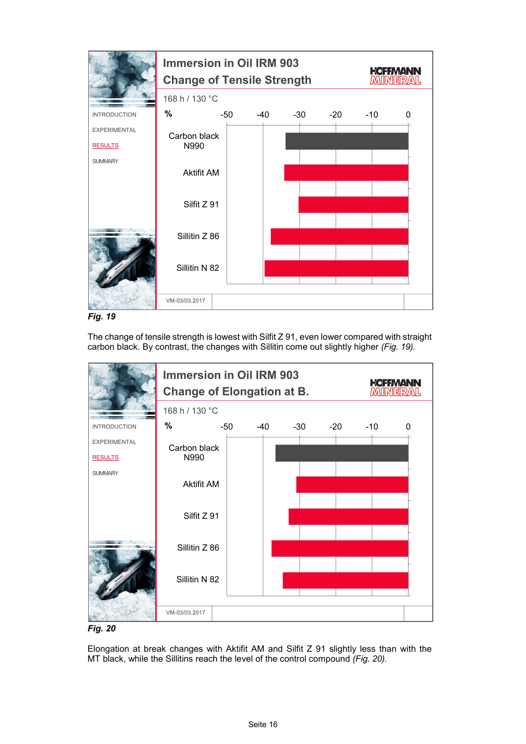**Immersion in Oil IRM 903**
**Change of Tensile Strength**

168 h / 130 °C

| % | Change |
|---|---|
| Carbon black N990 | ≈ -34 |
| Aktifit AM | ≈ -34 |
| Silfit Z 91 | ≈ -30 |
| Sillitin Z 86 | ≈ -38 |
| Sillitin N 82 | ≈ -40 |

VM-03/03.2017

*Fig. 19*

The change of tensile strength is lowest with Silfit Z 91, even lower compared with straight carbon black. By contrast, the changes with Sillitin come out slightly higher *(Fig. 19).*

**Immersion in Oil IRM 903**
**Change of Elongation at B.**

168 h / 130 °C

| % | Change |
|---|---|
| Carbon black N990 | ≈ -37 |
| Aktifit AM | ≈ -31 |
| Silfit Z 91 | ≈ -33 |
| Sillitin Z 86 | ≈ -38 |
| Sillitin N 82 | ≈ -35 |

VM-03/03.2017

*Fig. 20*

Elongation at break changes with Aktifit AM and Silfit Z 91 slightly less than with the MT black, while the Sillitins reach the level of the control compound *(Fig. 20).*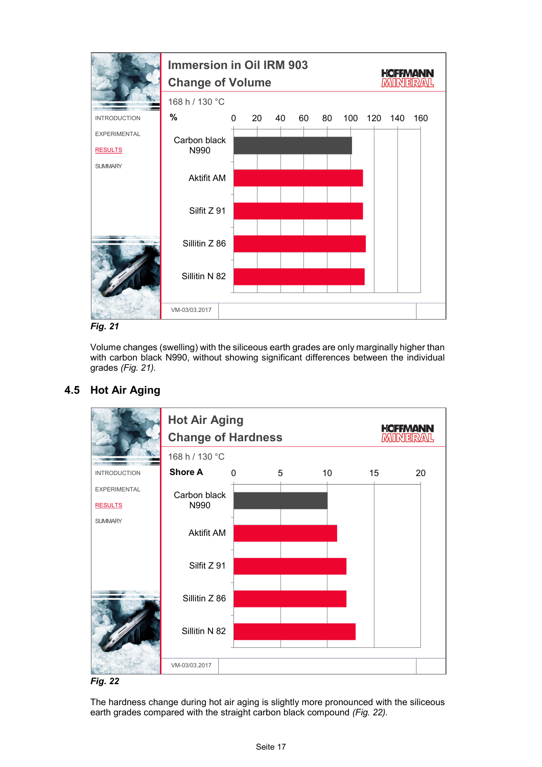**Immersion in Oil IRM 903**
**Change of Volume**

168 h / 130 °C

| % | |
|---|---|
| Carbon black N990 | ~101 |
| Aktifit AM | ~110 |
| Silfit Z 91 | ~110 |
| Sillitin Z 86 | ~113 |
| Sillitin N 82 | ~112 |

VM-03/03.2017

*Fig. 21*

Volume changes (swelling) with the siliceous earth grades are only marginally higher than with carbon black N990, without showing significant differences between the individual grades *(Fig. 21).*

## 4.5 Hot Air Aging

**Hot Air Aging**
**Change of Hardness**

168 h / 130 °C

| Shore A | |
|---|---|
| Carbon black N990 | ~10 |
| Aktifit AM | ~11 |
| Silfit Z 91 | ~12 |
| Sillitin Z 86 | ~12 |
| Sillitin N 82 | ~13 |

VM-03/03.2017

*Fig. 22*

The hardness change during hot air aging is slightly more pronounced with the siliceous earth grades compared with the straight carbon black compound *(Fig. 22).*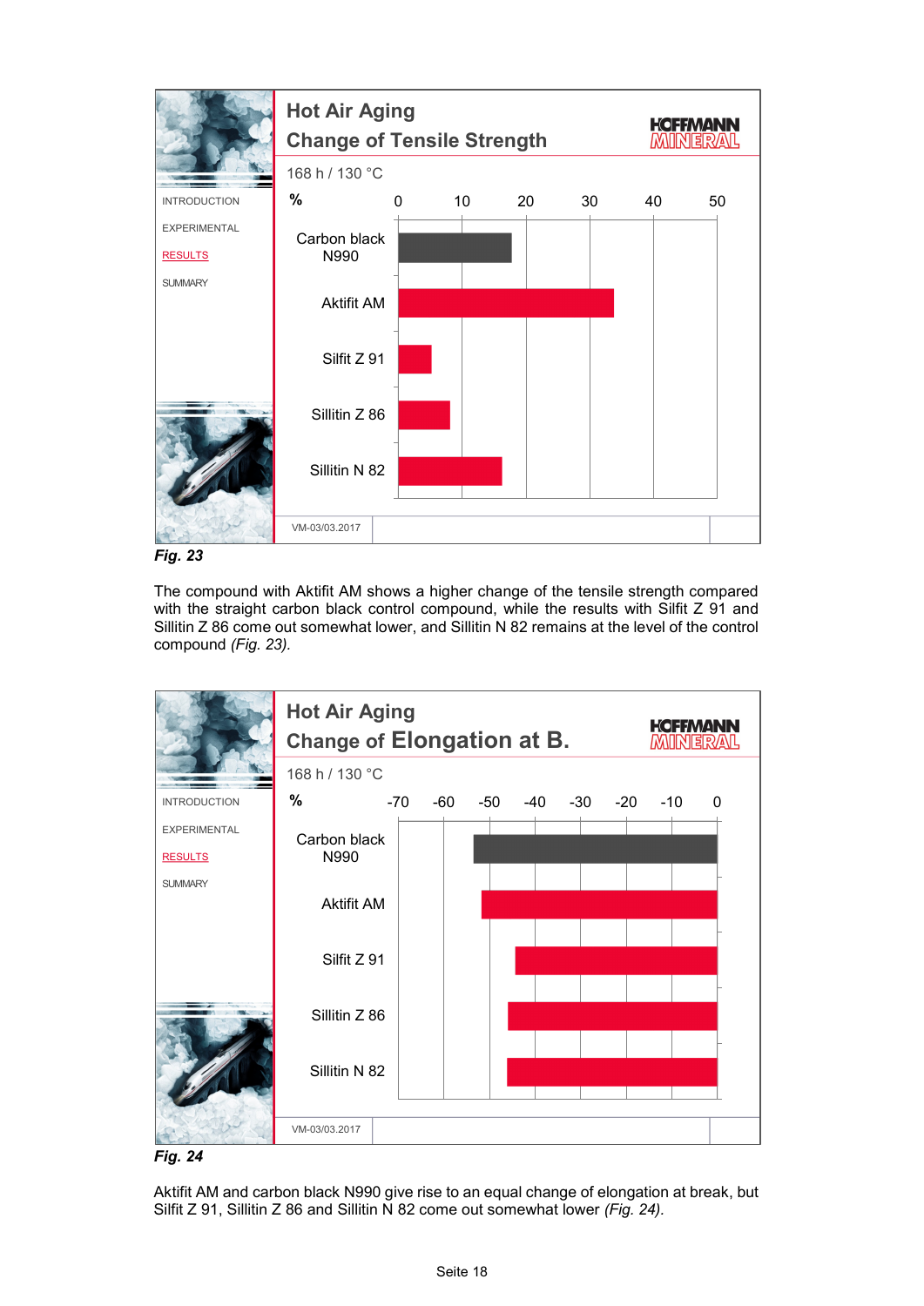**Hot Air Aging**
**Change of Tensile Strength**

168 h / 130 °C

| % | Change |
|---|---|
| Carbon black N990 | ~18 |
| Aktifit AM | ~34 |
| Silfit Z 91 | ~5 |
| Sillitin Z 86 | ~8 |
| Sillitin N 82 | ~16 |

VM-03/03.2017

***Fig. 23***

The compound with Aktifit AM shows a higher change of the tensile strength compared with the straight carbon black control compound, while the results with Silfit Z 91 and Sillitin Z 86 come out somewhat lower, and Sillitin N 82 remains at the level of the control compound *(Fig. 23).*

**Hot Air Aging**
**Change of Elongation at B.**

168 h / 130 °C

| % | Change |
|---|---|
| Carbon black N990 | ~-53 |
| Aktifit AM | ~-52 |
| Silfit Z 91 | ~-44 |
| Sillitin Z 86 | ~-46 |
| Sillitin N 82 | ~-46 |

VM-03/03.2017

***Fig. 24***

Aktifit AM and carbon black N990 give rise to an equal change of elongation at break, but Silfit Z 91, Sillitin Z 86 and Sillitin N 82 come out somewhat lower *(Fig. 24).*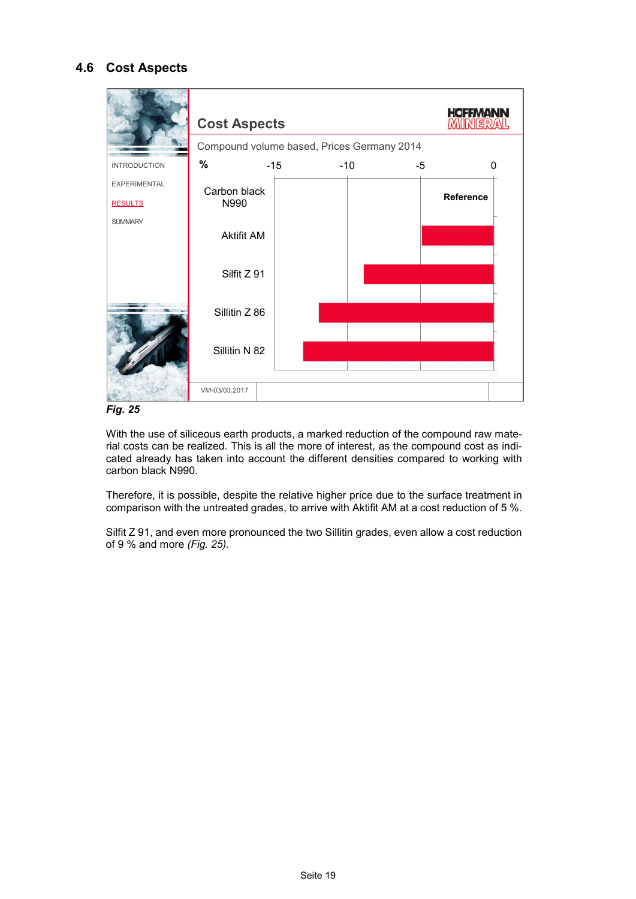## 4.6 Cost Aspects

**Cost Aspects**

Compound volume based, Prices Germany 2014

| % | -15 | -10 | -5 | 0 |
|---|---|---|---|---|
| Carbon black N990 | | | | Reference |
| Aktifit AM | | | | |
| Silfit Z 91 | | | | |
| Sillitin Z 86 | | | | |
| Sillitin N 82 | | | | |

VM-03/03.2017

***Fig. 25***

With the use of siliceous earth products, a marked reduction of the compound raw material costs can be realized. This is all the more of interest, as the compound cost as indicated already has taken into account the different densities compared to working with carbon black N990.

Therefore, it is possible, despite the relative higher price due to the surface treatment in comparison with the untreated grades, to arrive with Aktifit AM at a cost reduction of 5 %.

Silfit Z 91, and even more pronounced the two Sillitin grades, even allow a cost reduction of 9 % and more *(Fig. 25).*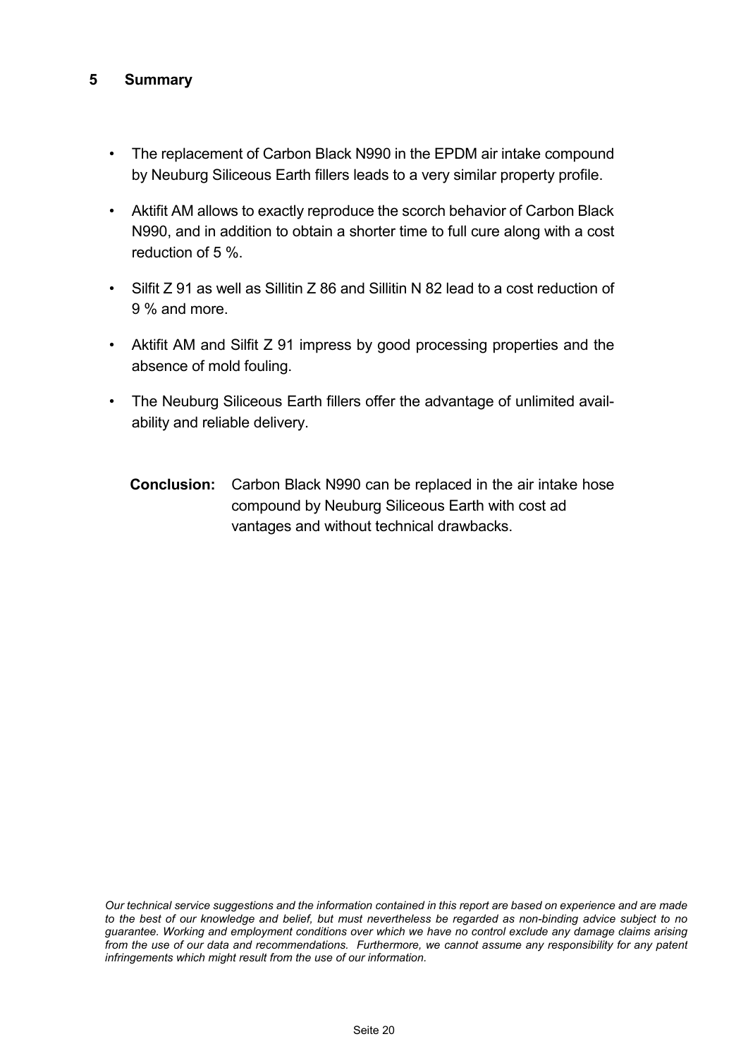## 5 Summary

- The replacement of Carbon Black N990 in the EPDM air intake compound by Neuburg Siliceous Earth fillers leads to a very similar property profile.
- Aktifit AM allows to exactly reproduce the scorch behavior of Carbon Black N990, and in addition to obtain a shorter time to full cure along with a cost reduction of 5 %.
- Silfit Z 91 as well as Sillitin Z 86 and Sillitin N 82 lead to a cost reduction of 9 % and more.
- Aktifit AM and Silfit Z 91 impress by good processing properties and the absence of mold fouling.
- The Neuburg Siliceous Earth fillers offer the advantage of unlimited availability and reliable delivery.

**Conclusion:** Carbon Black N990 can be replaced in the air intake hose compound by Neuburg Siliceous Earth with cost advantages and without technical drawbacks.

*Our technical service suggestions and the information contained in this report are based on experience and are made to the best of our knowledge and belief, but must nevertheless be regarded as non-binding advice subject to no guarantee. Working and employment conditions over which we have no control exclude any damage claims arising from the use of our data and recommendations. Furthermore, we cannot assume any responsibility for any patent infringements which might result from the use of our information.*